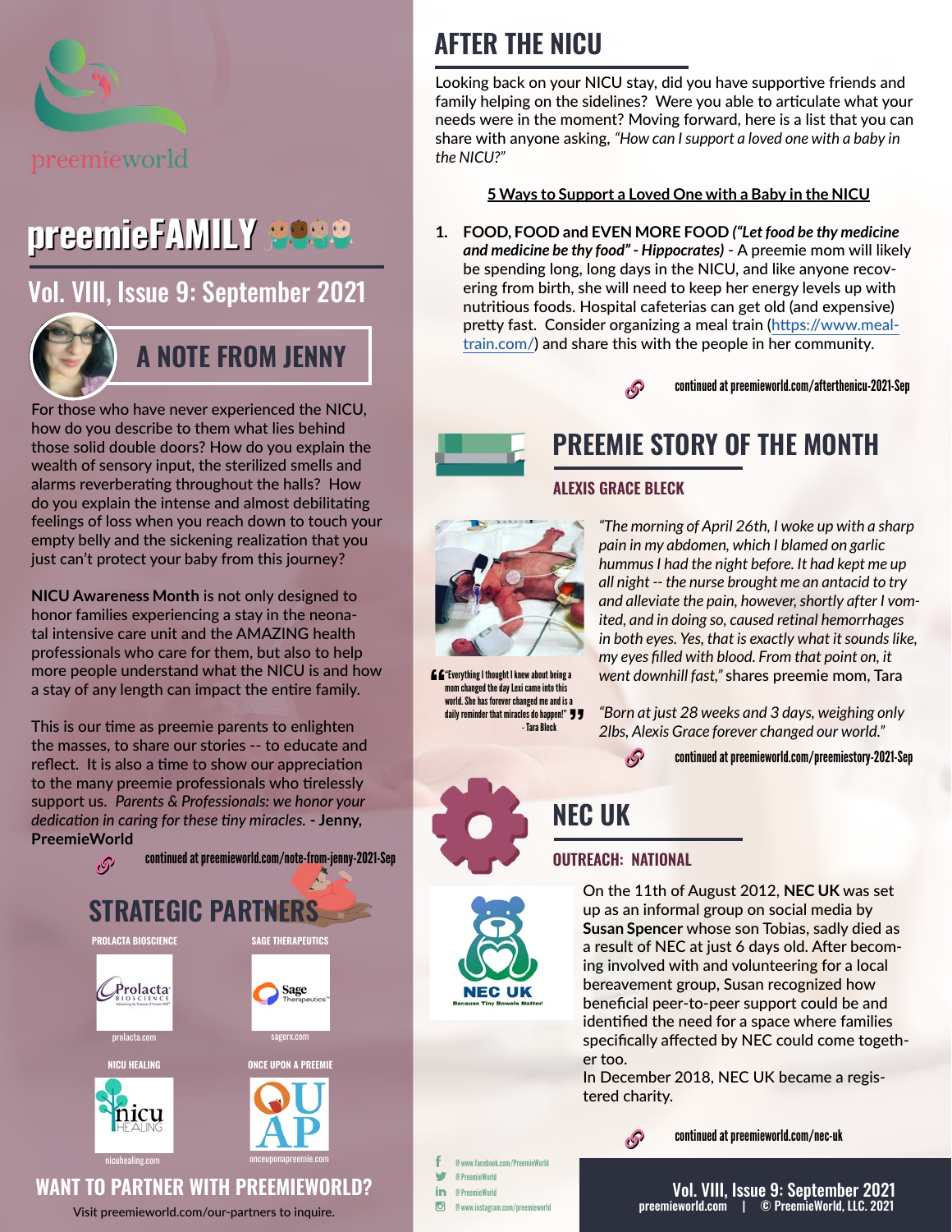preemieworld

# preemieFAMILY

## Vol. VIII, Issue 9: September 2021

## A NOTE FROM JENNY

For those who have never experienced the NICU, how do you describe to them what lies behind those solid double doors? How do you explain the wealth of sensory input, the sterilized smells and alarms reverberating throughout the halls? How do you explain the intense and almost debilitating feelings of loss when you reach down to touch your empty belly and the sickening realization that you just can't protect your baby from this journey?

**NICU Awareness Month** is not only designed to honor families experiencing a stay in the neonatal intensive care unit and the AMAZING health professionals who care for them, but also to help more people understand what the NICU is and how a stay of any length can impact the entire family.

This is our time as preemie parents to enlighten the masses, to share our stories -- to educate and reflect. It is also a time to show our appreciation to the many preemie professionals who tirelessly support us. *Parents & Professionals: we honor your dedication in caring for these tiny miracles.* **- Jenny, PreemieWorld**

continued at preemieworld.com/note-from-jenny-2021-Sep

## STRATEGIC PARTNERS

**PROLACTA BIOSCIENCE** — prolacta.com

**SAGE THERAPEUTICS** — sagerx.com

**NICU HEALING** — nicuhealing.com

**ONCE UPON A PREEMIE** — onceuponapreemie.com

## WANT TO PARTNER WITH PREEMIEWORLD?

Visit preemieworld.com/our-partners to inquire.

## AFTER THE NICU

Looking back on your NICU stay, did you have supportive friends and family helping on the sidelines? Were you able to articulate what your needs were in the moment? Moving forward, here is a list that you can share with anyone asking, *"How can I support a loved one with a baby in the NICU?"*

**5 Ways to Support a Loved One with a Baby in the NICU**

1. **FOOD, FOOD and EVEN MORE FOOD *("Let food be thy medicine and medicine be thy food" - Hippocrates)*** - A preemie mom will likely be spending long, long days in the NICU, and like anyone recovering from birth, she will need to keep her energy levels up with nutritious foods. Hospital cafeterias can get old (and expensive) pretty fast. Consider organizing a meal train (https://www.mealtrain.com/) and share this with the people in her community.

continued at preemieworld.com/afterthenicu-2021-Sep

## PREEMIE STORY OF THE MONTH

### ALEXIS GRACE BLECK

*"The morning of April 26th, I woke up with a sharp pain in my abdomen, which I blamed on garlic hummus I had the night before. It had kept me up all night -- the nurse brought me an antacid to try and alleviate the pain, however, shortly after I vomited, and in doing so, caused retinal hemorrhages in both eyes. Yes, that is exactly what it sounds like, my eyes filled with blood. From that point on, it went downhill fast,"* shares preemie mom, Tara

*"Born at just 28 weeks and 3 days, weighing only 2lbs, Alexis Grace forever changed our world."*

"Everything I thought I knew about being a mom changed the day Lexi came into this world. She has forever changed me and is a daily reminder that miracles do happen!" - Tara Bleck

continued at preemieworld.com/preemiestory-2021-Sep

## NEC UK

### OUTREACH: NATIONAL

On the 11th of August 2012, **NEC UK** was set up as an informal group on social media by **Susan Spencer** whose son Tobias, sadly died as a result of NEC at just 6 days old. After becoming involved with and volunteering for a local bereavement group, Susan recognized how beneficial peer-to-peer support could be and identified the need for a space where families specifically affected by NEC could come together too.

In December 2018, NEC UK became a registered charity.

continued at preemieworld.com/nec-uk

@www.facebook.com/PreemieWorld
@PreemieWorld
@PreemieWorld
@www.instagram.com/preemieworld

preemieworld.com | © PreemieWorld, LLC. 2021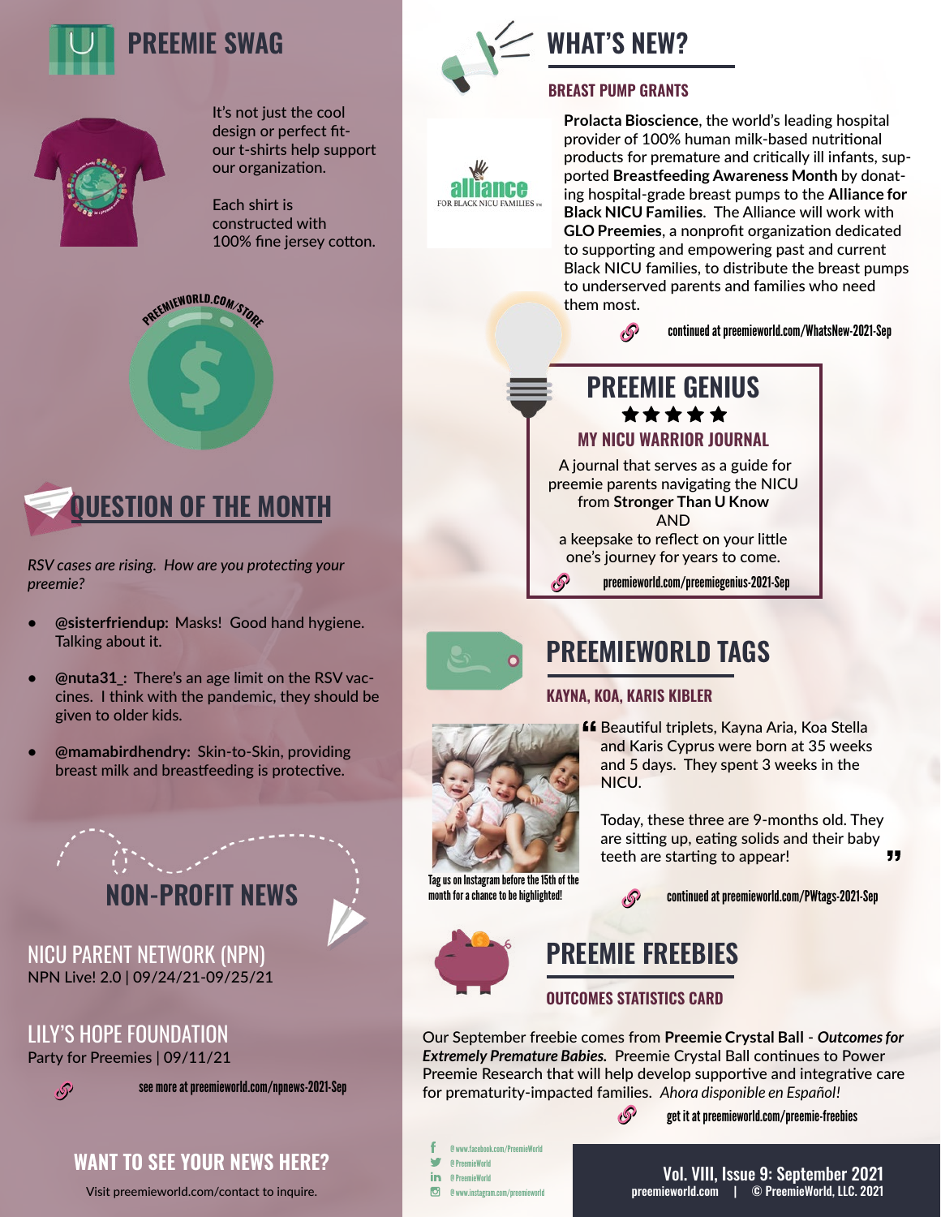## PREEMIE SWAG

It's not just the cool design or perfect fit- our t-shirts help support our organization.

Each shirt is constructed with 100% fine jersey cotton.

PREEMIEWORLD.COM/STORE

## QUESTION OF THE MONTH

*RSV cases are rising. How are you protecting your preemie?*

- **@sisterfriendup:** Masks! Good hand hygiene. Talking about it.
- **@nuta31_:** There's an age limit on the RSV vaccines. I think with the pandemic, they should be given to older kids.
- **@mamabirdhendry:** Skin-to-Skin, providing breast milk and breastfeeding is protective.

## NON-PROFIT NEWS

### NICU PARENT NETWORK (NPN)

NPN Live! 2.0 | 09/24/21-09/25/21

### LILY'S HOPE FOUNDATION

Party for Preemies | 09/11/21

see more at preemieworld.com/npnews-2021-Sep

### WANT TO SEE YOUR NEWS HERE?

Visit preemieworld.com/contact to inquire.

## WHAT'S NEW?

### BREAST PUMP GRANTS

alliance FOR BLACK NICU FAMILIES

**Prolacta Bioscience**, the world's leading hospital provider of 100% human milk-based nutritional products for premature and critically ill infants, supported **Breastfeeding Awareness Month** by donating hospital-grade breast pumps to the **Alliance for Black NICU Families**. The Alliance will work with **GLO Preemies**, a nonprofit organization dedicated to supporting and empowering past and current Black NICU families, to distribute the breast pumps to underserved parents and families who need them most.

continued at preemieworld.com/WhatsNew-2021-Sep

## PREEMIE GENIUS

★★★★★

### MY NICU WARRIOR JOURNAL

A journal that serves as a guide for preemie parents navigating the NICU from **Stronger Than U Know**
AND
a keepsake to reflect on your little one's journey for years to come.

preemieworld.com/preemiegenius-2021-Sep

## PREEMIEWORLD TAGS

### KAYNA, KOA, KARIS KIBLER

"Beautiful triplets, Kayna Aria, Koa Stella and Karis Cyprus were born at 35 weeks and 5 days. They spent 3 weeks in the NICU.

Today, these three are 9-months old. They are sitting up, eating solids and their baby teeth are starting to appear!"

Tag us on Instagram before the 15th of the month for a chance to be highlighted!

continued at preemieworld.com/PWtags-2021-Sep

## PREEMIE FREEBIES

### OUTCOMES STATISTICS CARD

Our September freebie comes from **Preemie Crystal Ball** - ***Outcomes for Extremely Premature Babies.*** Preemie Crystal Ball continues to Power Preemie Research that will help develop supportive and integrative care for prematurity-impacted families. *Ahora disponible en Español!*

get it at preemieworld.com/preemie-freebies

@www.facebook.com/PreemieWorld
@PreemieWorld
@PreemieWorld
@www.instagram.com/preemieworld

Vol. VIII, Issue 9: September 2021
preemieworld.com | © PreemieWorld, LLC. 2021